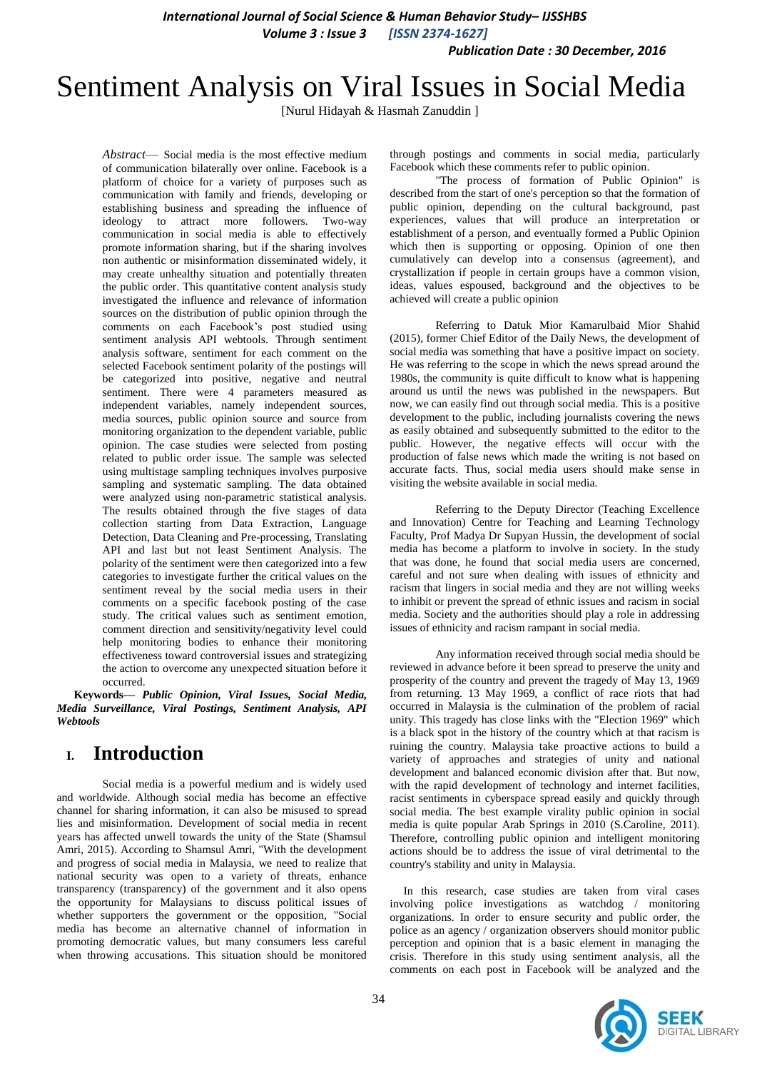# Sentiment Analysis on Viral Issues in Social Media

[Nurul Hidayah & Hasmah Zanuddin ]

*Abstract*— Social media is the most effective medium of communication bilaterally over online. Facebook is a platform of choice for a variety of purposes such as communication with family and friends, developing or establishing business and spreading the influence of ideology to attract more followers. Two-way communication in social media is able to effectively promote information sharing, but if the sharing involves non authentic or misinformation disseminated widely, it may create unhealthy situation and potentially threaten the public order. This quantitative content analysis study investigated the influence and relevance of information sources on the distribution of public opinion through the comments on each Facebook's post studied using sentiment analysis API webtools. Through sentiment analysis software, sentiment for each comment on the selected Facebook sentiment polarity of the postings will be categorized into positive, negative and neutral sentiment. There were 4 parameters measured as independent variables, namely independent sources, media sources, public opinion source and source from monitoring organization to the dependent variable, public opinion. The case studies were selected from posting related to public order issue. The sample was selected using multistage sampling techniques involves purposive sampling and systematic sampling. The data obtained were analyzed using non-parametric statistical analysis. The results obtained through the five stages of data collection starting from Data Extraction, Language Detection, Data Cleaning and Pre-processing, Translating API and last but not least Sentiment Analysis. The polarity of the sentiment were then categorized into a few categories to investigate further the critical values on the sentiment reveal by the social media users in their comments on a specific facebook posting of the case study. The critical values such as sentiment emotion, comment direction and sensitivity/negativity level could help monitoring bodies to enhance their monitoring effectiveness toward controversial issues and strategizing the action to overcome any unexpected situation before it occurred.

**Keywords— *Public Opinion, Viral Issues, Social Media, Media Surveillance, Viral Postings, Sentiment Analysis, API Webtools***

## I. Introduction

Social media is a powerful medium and is widely used and worldwide. Although social media has become an effective channel for sharing information, it can also be misused to spread lies and misinformation. Development of social media in recent years has affected unwell towards the unity of the State (Shamsul Amri, 2015). According to Shamsul Amri, "With the development and progress of social media in Malaysia, we need to realize that national security was open to a variety of threats, enhance transparency (transparency) of the government and it also opens the opportunity for Malaysians to discuss political issues of whether supporters the government or the opposition, "Social media has become an alternative channel of information in promoting democratic values, but many consumers less careful when throwing accusations. This situation should be monitored through postings and comments in social media, particularly Facebook which these comments refer to public opinion.

"The process of formation of Public Opinion" is described from the start of one's perception so that the formation of public opinion, depending on the cultural background, past experiences, values that will produce an interpretation or establishment of a person, and eventually formed a Public Opinion which then is supporting or opposing. Opinion of one then cumulatively can develop into a consensus (agreement), and crystallization if people in certain groups have a common vision, ideas, values espoused, background and the objectives to be achieved will create a public opinion

Referring to Datuk Mior Kamarulbaid Mior Shahid (2015), former Chief Editor of the Daily News, the development of social media was something that have a positive impact on society. He was referring to the scope in which the news spread around the 1980s, the community is quite difficult to know what is happening around us until the news was published in the newspapers. But now, we can easily find out through social media. This is a positive development to the public, including journalists covering the news as easily obtained and subsequently submitted to the editor to the public. However, the negative effects will occur with the production of false news which made the writing is not based on accurate facts. Thus, social media users should make sense in visiting the website available in social media.

Referring to the Deputy Director (Teaching Excellence and Innovation) Centre for Teaching and Learning Technology Faculty, Prof Madya Dr Supyan Hussin, the development of social media has become a platform to involve in society. In the study that was done, he found that social media users are concerned, careful and not sure when dealing with issues of ethnicity and racism that lingers in social media and they are not willing weeks to inhibit or prevent the spread of ethnic issues and racism in social media. Society and the authorities should play a role in addressing issues of ethnicity and racism rampant in social media.

Any information received through social media should be reviewed in advance before it been spread to preserve the unity and prosperity of the country and prevent the tragedy of May 13, 1969 from returning. 13 May 1969, a conflict of race riots that had occurred in Malaysia is the culmination of the problem of racial unity. This tragedy has close links with the "Election 1969" which is a black spot in the history of the country which at that racism is ruining the country. Malaysia take proactive actions to build a variety of approaches and strategies of unity and national development and balanced economic division after that. But now, with the rapid development of technology and internet facilities, racist sentiments in cyberspace spread easily and quickly through social media. The best example virality public opinion in social media is quite popular Arab Springs in 2010 (S.Caroline, 2011). Therefore, controlling public opinion and intelligent monitoring actions should be to address the issue of viral detrimental to the country's stability and unity in Malaysia.

In this research, case studies are taken from viral cases involving police investigations as watchdog / monitoring organizations. In order to ensure security and public order, the police as an agency / organization observers should monitor public perception and opinion that is a basic element in managing the crisis. Therefore in this study using sentiment analysis, all the comments on each post in Facebook will be analyzed and the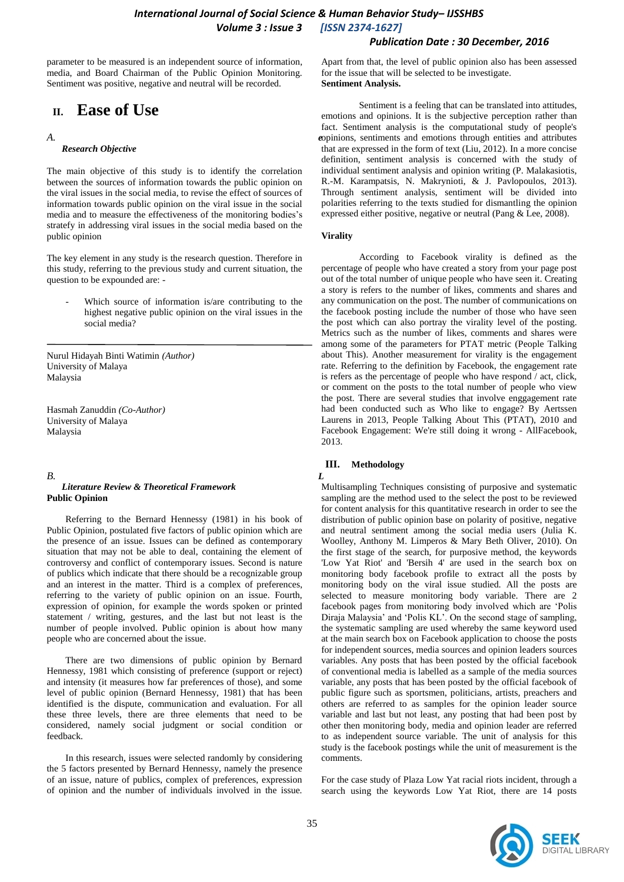parameter to be measured is an independent source of information, media, and Board Chairman of the Public Opinion Monitoring. Sentiment was positive, negative and neutral will be recorded.

## II. Ease of Use

### A. *Research Objective*

The main objective of this study is to identify the correlation between the sources of information towards the public opinion on the viral issues in the social media, to revise the effect of sources of information towards public opinion on the viral issue in the social media and to measure the effectiveness of the monitoring bodies's stratefy in addressing viral issues in the social media based on the public opinion

The key element in any study is the research question. Therefore in this study, referring to the previous study and current situation, the question to be expounded are: -

- Which source of information is/are contributing to the highest negative public opinion on the viral issues in the social media?

---

Nurul Hidayah Binti Watimin *(Author)*
University of Malaya
Malaysia

Hasmah Zanuddin *(Co-Author)*
University of Malaya
Malaysia

### B. *Literature Review & Theoretical Framework*

**Public Opinion**

Referring to the Bernard Hennessy (1981) in his book of Public Opinion, postulated five factors of public opinion which are the presence of an issue. Issues can be defined as contemporary situation that may not be able to deal, containing the element of controversy and conflict of contemporary issues. Second is nature of publics which indicate that there should be a recognizable group and an interest in the matter. Third is a complex of preferences, referring to the variety of public opinion on an issue. Fourth, expression of opinion, for example the words spoken or printed statement / writing, gestures, and the last but not least is the number of people involved. Public opinion is about how many people who are concerned about the issue.

There are two dimensions of public opinion by Bernard Hennessy, 1981 which consisting of preference (support or reject) and intensity (it measures how far preferences of those), and some level of public opinion (Bernard Hennessy, 1981) that has been identified is the dispute, communication and evaluation. For all these three levels, there are three elements that need to be considered, namely social judgment or social condition or feedback.

In this research, issues were selected randomly by considering the 5 factors presented by Bernard Hennessy, namely the presence of an issue, nature of publics, complex of preferences, expression of opinion and the number of individuals involved in the issue.

Apart from that, the level of public opinion also has been assessed for the issue that will be selected to be investigate.

**Sentiment Analysis.**

Sentiment is a feeling that can be translated into attitudes, emotions and opinions. It is the subjective perception rather than fact. Sentiment analysis is the computational study of people's opinions, sentiments and emotions through entities and attributes that are expressed in the form of text (Liu, 2012). In a more concise definition, sentiment analysis is concerned with the study of individual sentiment analysis and opinion writing (P. Malakasiotis, R.-M. Karampatsis, N. Makrynioti, & J. Pavlopoulos, 2013). Through sentiment analysis, sentiment will be divided into polarities referring to the texts studied for dismantling the opinion expressed either positive, negative or neutral (Pang & Lee, 2008).

**Virality**

According to Facebook virality is defined as the percentage of people who have created a story from your page post out of the total number of unique people who have seen it. Creating a story is refers to the number of likes, comments and shares and any communication on the post. The number of communications on the facebook posting include the number of those who have seen the post which can also portray the virality level of the posting. Metrics such as the number of likes, comments and shares were among some of the parameters for PTAT metric (People Talking about This). Another measurement for virality is the engagement rate. Referring to the definition by Facebook, the engagement rate is refers as the percentage of people who have respond / act, click, or comment on the posts to the total number of people who view the post. There are several studies that involve engagement rate had been conducted such as Who like to engage? By Aertssen Laurens in 2013, People Talking About This (PTAT), 2010 and Facebook Engagement: We're still doing it wrong - AllFacebook, 2013.

## III. Methodology

Multisampling Techniques consisting of purposive and systematic sampling are the method used to the select the post to be reviewed for content analysis for this quantitative research in order to see the distribution of public opinion base on polarity of positive, negative and neutral sentiment among the social media users (Julia K. Woolley, Anthony M. Limperos & Mary Beth Oliver, 2010). On the first stage of the search, for purposive method, the keywords 'Low Yat Riot' and 'Bersih 4' are used in the search box on monitoring body facebook profile to extract all the posts by monitoring body on the viral issue studied. All the posts are selected to measure monitoring body variable. There are 2 facebook pages from monitoring body involved which are 'Polis Diraja Malaysia' and 'Polis KL'. On the second stage of sampling, the systematic sampling are used whereby the same keyword used at the main search box on Facebook application to choose the posts for independent sources, media sources and opinion leaders sources variables. Any posts that has been posted by the official facebook of conventional media is labelled as a sample of the media sources variable, any posts that has been posted by the official facebook of public figure such as sportsmen, politicians, artists, preachers and others are referred to as samples for the opinion leader source variable and last but not least, any posting that had been post by other then monitoring body, media and opinion leader are referred to as independent source variable. The unit of analysis for this study is the facebook postings while the unit of measurement is the comments.

For the case study of Plaza Low Yat racial riots incident, through a search using the keywords Low Yat Riot, there are 14 posts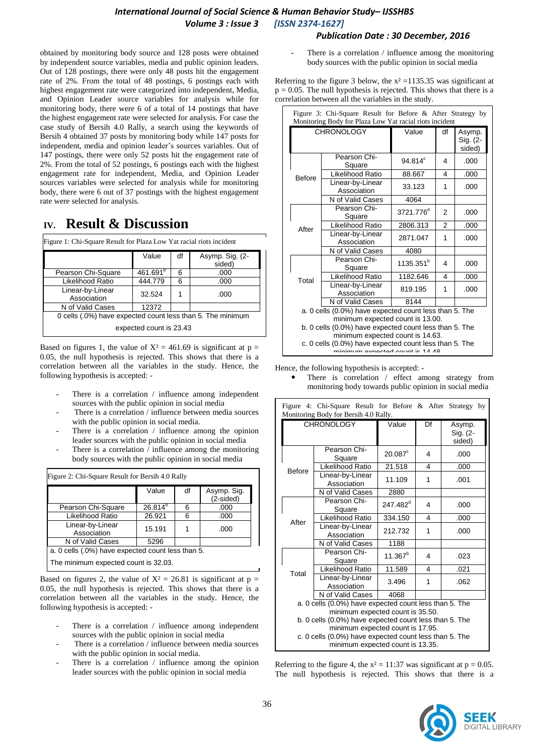obtained by monitoring body source and 128 posts were obtained by independent source variables, media and public opinion leaders. Out of 128 postings, there were only 48 posts hit the engagement rate of 2%. From the total of 48 postings, 6 postings each with highest engagement rate were categorized into independent, Media, and Opinion Leader source variables for analysis while for monitoring body, there were 6 of a total of 14 postings that have the highest engagement rate were selected for analysis. For case the case study of Bersih 4.0 Rally, a search using the keywords of Bersih 4 obtained 37 posts by monitoring body while 147 posts for independent, media and opinion leader's sources variables. Out of 147 postings, there were only 52 posts hit the engagement rate of 2%. From the total of 52 postings, 6 postings each with the highest engagement rate for independent, Media, and Opinion Leader sources variables were selected for analysis while for monitoring body, there were 6 out of 37 postings with the highest engagement rate were selected for analysis.

# IV. Result & Discussion

Figure 1: Chi-Square Result for Plaza Low Yat racial riots incident

| | Value | df | Asymp. Sig. (2-sided) |
|---|---|---|---|
| Pearson Chi-Square | 461.691[b] | 6 | .000 |
| Likelihood Ratio | 444.779 | 6 | .000 |
| Linear-by-Linear Association | 32.524 | 1 | .000 |
| N of Valid Cases | 12372 | | |

0 cells (.0%) have expected count less than 5. The minimum expected count is 23.43

Based on figures 1, the value of $X^2 = 461.69$ is significant at $p = 0.05$, the null hypothesis is rejected. This shows that there is a correlation between all the variables in the study. Hence, the following hypothesis is accepted: -

- There is a correlation / influence among independent sources with the public opinion in social media
- There is a correlation / influence between media sources with the public opinion in social media.
- There is a correlation / influence among the opinion leader sources with the public opinion in social media
- There is a correlation / influence among the monitoring body sources with the public opinion in social media

Figure 2: Chi-Square Result for Bersih 4.0 Rally

| | Value | df | Asymp. Sig. (2-sided) |
|---|---|---|---|
| Pearson Chi-Square | 26.814[a] | 6 | .000 |
| Likelihood Ratio | 26.921 | 6 | .000 |
| Linear-by-Linear Association | 15.191 | 1 | .000 |
| N of Valid Cases | 5296 | | |

a. 0 cells (.0%) have expected count less than 5. The minimum expected count is 32.03.

Based on figures 2, the value of $X^2 = 26.81$ is significant at $p = 0.05$, the null hypothesis is rejected. This shows that there is a correlation between all the variables in the study. Hence, the following hypothesis is accepted: -

- There is a correlation / influence among independent sources with the public opinion in social media
- There is a correlation / influence between media sources with the public opinion in social media.
- There is a correlation / influence among the opinion leader sources with the public opinion in social media
- There is a correlation / influence among the monitoring body sources with the public opinion in social media

Referring to the figure 3 below, the $x^2 = 1135.35$ was significant at $p = 0.05$. The null hypothesis is rejected. This shows that there is a correlation between all the variables in the study.

Figure 3: Chi-Square Result for Before & After Strategy by Monitoring Body for Plaza Low Yat racial riots incident

| CHRONOLOGY | | Value | df | Asymp. Sig. (2-sided) |
|---|---|---|---|---|
| Before | Pearson Chi-Square | 94.814[c] | 4 | .000 |
| | Likelihood Ratio | 88.667 | 4 | .000 |
| | Linear-by-Linear Association | 33.123 | 1 | .000 |
| | N of Valid Cases | 4064 | | |
| After | Pearson Chi-Square | 3721.776[d] | 2 | .000 |
| | Likelihood Ratio | 2806.313 | 2 | .000 |
| | Linear-by-Linear Association | 2871.047 | 1 | .000 |
| | N of Valid Cases | 4080 | | |
| Total | Pearson Chi-Square | 1135.351[b] | 4 | .000 |
| | Likelihood Ratio | 1182.646 | 4 | .000 |
| | Linear-by-Linear Association | 819.195 | 1 | .000 |
| | N of Valid Cases | 8144 | | |

a. 0 cells (0.0%) have expected count less than 5. The minimum expected count is 13.00.
b. 0 cells (0.0%) have expected count less than 5. The minimum expected count is 14.63.
c. 0 cells (0.0%) have expected count less than 5. The minimum expected count is 14.48

Hence, the following hypothesis is accepted: -

- There is correlation / effect among strategy from monitoring body towards public opinion in social media

Figure 4: Chi-Square Result for Before & After Strategy by Monitoring Body for Bersih 4.0 Rally.

| CHRONOLOGY | | Value | Df | Asymp. Sig. (2-sided) |
|---|---|---|---|---|
| Before | Pearson Chi-Square | 20.087[c] | 4 | .000 |
| | Likelihood Ratio | 21.518 | 4 | .000 |
| | Linear-by-Linear Association | 11.109 | 1 | .001 |
| | N of Valid Cases | 2880 | | |
| After | Pearson Chi-Square | 247.482[d] | 4 | .000 |
| | Likelihood Ratio | 334.150 | 4 | .000 |
| | Linear-by-Linear Association | 212.732 | 1 | .000 |
| | N of Valid Cases | 1188 | | |
| Total | Pearson Chi-Square | 11.367[b] | 4 | .023 |
| | Likelihood Ratio | 11.589 | 4 | .021 |
| | Linear-by-Linear Association | 3.496 | 1 | .062 |
| | N of Valid Cases | 4068 | | |

a. 0 cells (0.0%) have expected count less than 5. The minimum expected count is 35.50.
b. 0 cells (0.0%) have expected count less than 5. The minimum expected count is 17.95.
c. 0 cells (0.0%) have expected count less than 5. The minimum expected count is 13.35.

Referring to the figure 4, the $x^2 = 11{:}37$ was significant at $p = 0.05$. The null hypothesis is rejected. This shows that there is a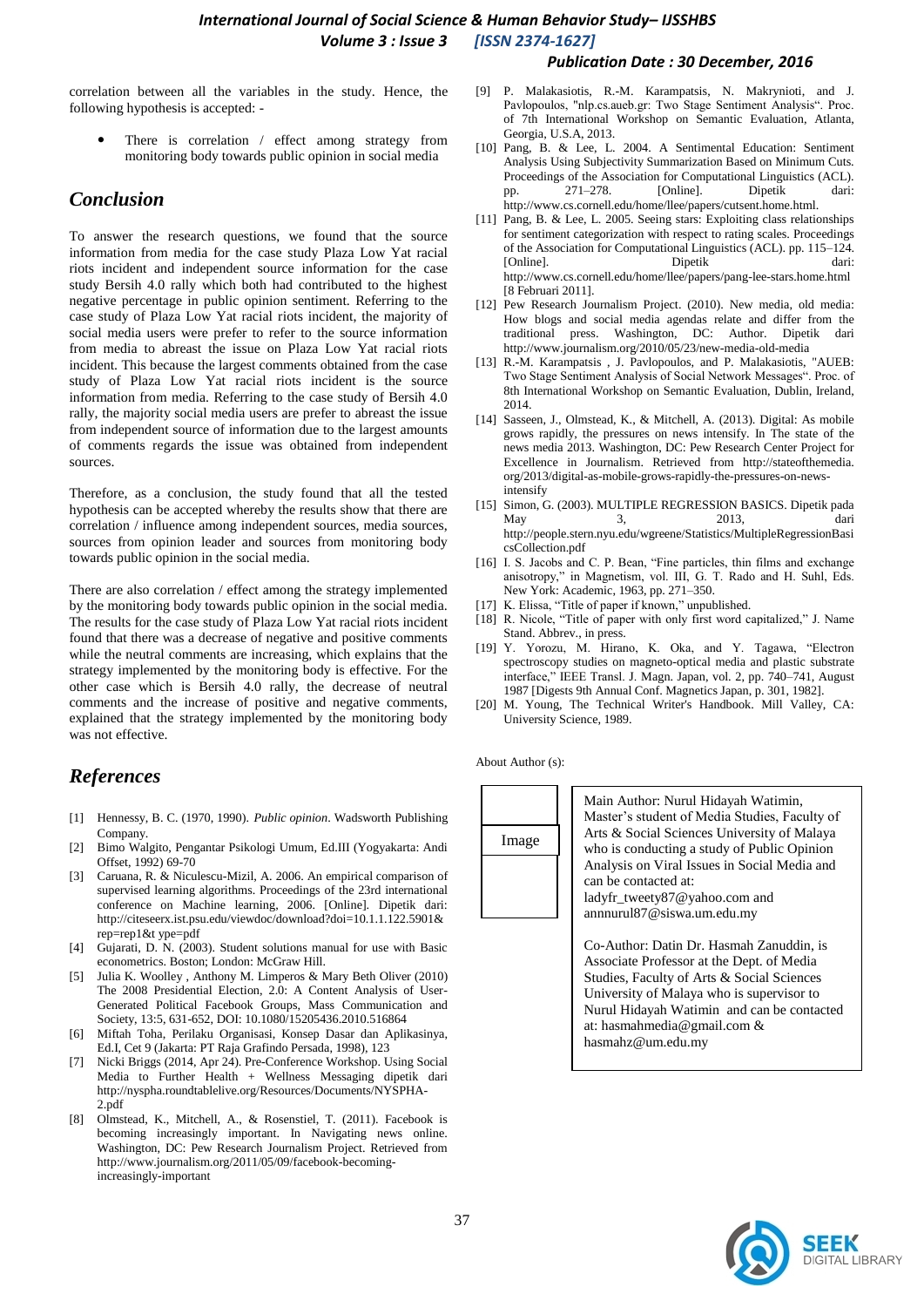correlation between all the variables in the study. Hence, the following hypothesis is accepted: -

- There is correlation / effect among strategy from monitoring body towards public opinion in social media

## Conclusion

To answer the research questions, we found that the source information from media for the case study Plaza Low Yat racial riots incident and independent source information for the case study Bersih 4.0 rally which both had contributed to the highest negative percentage in public opinion sentiment. Referring to the case study of Plaza Low Yat racial riots incident, the majority of social media users were prefer to refer to the source information from media to abreast the issue on Plaza Low Yat racial riots incident. This because the largest comments obtained from the case study of Plaza Low Yat racial riots incident is the source information from media. Referring to the case study of Bersih 4.0 rally, the majority social media users are prefer to abreast the issue from independent source of information due to the largest amounts of comments regards the issue was obtained from independent sources.

Therefore, as a conclusion, the study found that all the tested hypothesis can be accepted whereby the results show that there are correlation / influence among independent sources, media sources, sources from opinion leader and sources from monitoring body towards public opinion in the social media.

There are also correlation / effect among the strategy implemented by the monitoring body towards public opinion in the social media. The results for the case study of Plaza Low Yat racial riots incident found that there was a decrease of negative and positive comments while the neutral comments are increasing, which explains that the strategy implemented by the monitoring body is effective. For the other case which is Bersih 4.0 rally, the decrease of neutral comments and the increase of positive and negative comments, explained that the strategy implemented by the monitoring body was not effective.

## References

[1] Hennessy, B. C. (1970, 1990). *Public opinion*. Wadsworth Publishing Company.

[2] Bimo Walgito, Pengantar Psikologi Umum, Ed.III (Yogyakarta: Andi Offset, 1992) 69-70

[3] Caruana, R. & Niculescu-Mizil, A. 2006. An empirical comparison of supervised learning algorithms. Proceedings of the 23rd international conference on Machine learning, 2006. [Online]. Dipetik dari: http://citeseerx.ist.psu.edu/viewdoc/download?doi=10.1.1.122.5901&rep=rep1&t ype=pdf

[4] Gujarati, D. N. (2003). Student solutions manual for use with Basic econometrics. Boston; London: McGraw Hill.

[5] Julia K. Woolley , Anthony M. Limperos & Mary Beth Oliver (2010) The 2008 Presidential Election, 2.0: A Content Analysis of User-Generated Political Facebook Groups, Mass Communication and Society, 13:5, 631-652, DOI: 10.1080/15205436.2010.516864

[6] Miftah Toha, Perilaku Organisasi, Konsep Dasar dan Aplikasinya, Ed.I, Cet 9 (Jakarta: PT Raja Grafindo Persada, 1998), 123

[7] Nicki Briggs (2014, Apr 24). Pre-Conference Workshop. Using Social Media to Further Health + Wellness Messaging dipetik dari http://nyspha.roundtablelive.org/Resources/Documents/NYSPHA-2.pdf

[8] Olmstead, K., Mitchell, A., & Rosenstiel, T. (2011). Facebook is becoming increasingly important. In Navigating news online. Washington, DC: Pew Research Journalism Project. Retrieved from http://www.journalism.org/2011/05/09/facebook-becoming-increasingly-important

[9] P. Malakasiotis, R.-M. Karampatsis, N. Makrynioti, and J. Pavlopoulos, "nlp.cs.aueb.gr: Two Stage Sentiment Analysis". Proc. of 7th International Workshop on Semantic Evaluation, Atlanta, Georgia, U.S.A, 2013.

[10] Pang, B. & Lee, L. 2004. A Sentimental Education: Sentiment Analysis Using Subjectivity Summarization Based on Minimum Cuts. Proceedings of the Association for Computational Linguistics (ACL). pp. 271–278. [Online]. Dipetik dari: http://www.cs.cornell.edu/home/llee/papers/cutsent.home.html.

[11] Pang, B. & Lee, L. 2005. Seeing stars: Exploiting class relationships for sentiment categorization with respect to rating scales. Proceedings of the Association for Computational Linguistics (ACL). pp. 115–124. [Online]. Dipetik dari: http://www.cs.cornell.edu/home/llee/papers/pang-lee-stars.home.html [8 Februari 2011].

[12] Pew Research Journalism Project. (2010). New media, old media: How blogs and social media agendas relate and differ from the traditional press. Washington, DC: Author. Dipetik dari http://www.journalism.org/2010/05/23/new-media-old-media

[13] R.-M. Karampatsis , J. Pavlopoulos, and P. Malakasiotis, "AUEB: Two Stage Sentiment Analysis of Social Network Messages". Proc. of 8th International Workshop on Semantic Evaluation, Dublin, Ireland, 2014.

[14] Sasseen, J., Olmstead, K., & Mitchell, A. (2013). Digital: As mobile grows rapidly, the pressures on news intensify. In The state of the news media 2013. Washington, DC: Pew Research Center Project for Excellence in Journalism. Retrieved from http://stateofthemedia.org/2013/digital-as-mobile-grows-rapidly-the-pressures-on-news-intensify

[15] Simon, G. (2003). MULTIPLE REGRESSION BASICS. Dipetik pada May 3, 2013, dari http://people.stern.nyu.edu/wgreene/Statistics/MultipleRegressionBasicsCollection.pdf

[16] I. S. Jacobs and C. P. Bean, "Fine particles, thin films and exchange anisotropy," in Magnetism, vol. III, G. T. Rado and H. Suhl, Eds. New York: Academic, 1963, pp. 271–350.

[17] K. Elissa, "Title of paper if known," unpublished.

[18] R. Nicole, "Title of paper with only first word capitalized," J. Name Stand. Abbrev., in press.

[19] Y. Yorozu, M. Hirano, K. Oka, and Y. Tagawa, "Electron spectroscopy studies on magneto-optical media and plastic substrate interface," IEEE Transl. J. Magn. Japan, vol. 2, pp. 740–741, August 1987 [Digests 9th Annual Conf. Magnetics Japan, p. 301, 1982].

[20] M. Young, The Technical Writer's Handbook. Mill Valley, CA: University Science, 1989.

About Author (s):

Image

Main Author: Nurul Hidayah Watimin, Master's student of Media Studies, Faculty of Arts & Social Sciences University of Malaya who is conducting a study of Public Opinion Analysis on Viral Issues in Social Media and can be contacted at: ladyfr_tweety87@yahoo.com and annnurul87@siswa.um.edu.my

Co-Author: Datin Dr. Hasmah Zanuddin, is Associate Professor at the Dept. of Media Studies, Faculty of Arts & Social Sciences University of Malaya who is supervisor to Nurul Hidayah Watimin and can be contacted at: hasmahmedia@gmail.com & hasmahz@um.edu.my